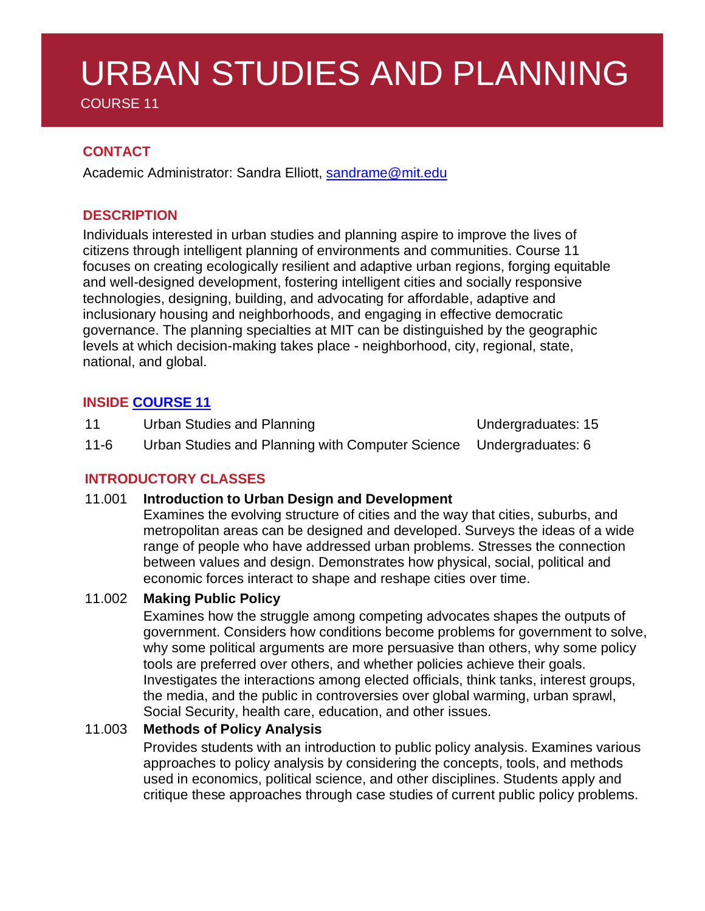# URBAN STUDIES AND PLANNING

COURSE 11

## CONTACT

Academic Administrator: Sandra Elliott, sandrame@mit.edu

## DESCRIPTION

Individuals interested in urban studies and planning aspire to improve the lives of citizens through intelligent planning of environments and communities. Course 11 focuses on creating ecologically resilient and adaptive urban regions, forging equitable and well-designed development, fostering intelligent cities and socially responsive technologies, designing, building, and advocating for affordable, adaptive and inclusionary housing and neighborhoods, and engaging in effective democratic governance. The planning specialties at MIT can be distinguished by the geographic levels at which decision-making takes place - neighborhood, city, regional, state, national, and global.

## INSIDE COURSE 11

| | | |
|---|---|---|
| 11 | Urban Studies and Planning | Undergraduates: 15 |
| 11-6 | Urban Studies and Planning with Computer Science | Undergraduates: 6 |

## INTRODUCTORY CLASSES

**11.001 Introduction to Urban Design and Development**

Examines the evolving structure of cities and the way that cities, suburbs, and metropolitan areas can be designed and developed. Surveys the ideas of a wide range of people who have addressed urban problems. Stresses the connection between values and design. Demonstrates how physical, social, political and economic forces interact to shape and reshape cities over time.

**11.002 Making Public Policy**

Examines how the struggle among competing advocates shapes the outputs of government. Considers how conditions become problems for government to solve, why some political arguments are more persuasive than others, why some policy tools are preferred over others, and whether policies achieve their goals. Investigates the interactions among elected officials, think tanks, interest groups, the media, and the public in controversies over global warming, urban sprawl, Social Security, health care, education, and other issues.

**11.003 Methods of Policy Analysis**

Provides students with an introduction to public policy analysis. Examines various approaches to policy analysis by considering the concepts, tools, and methods used in economics, political science, and other disciplines. Students apply and critique these approaches through case studies of current public policy problems.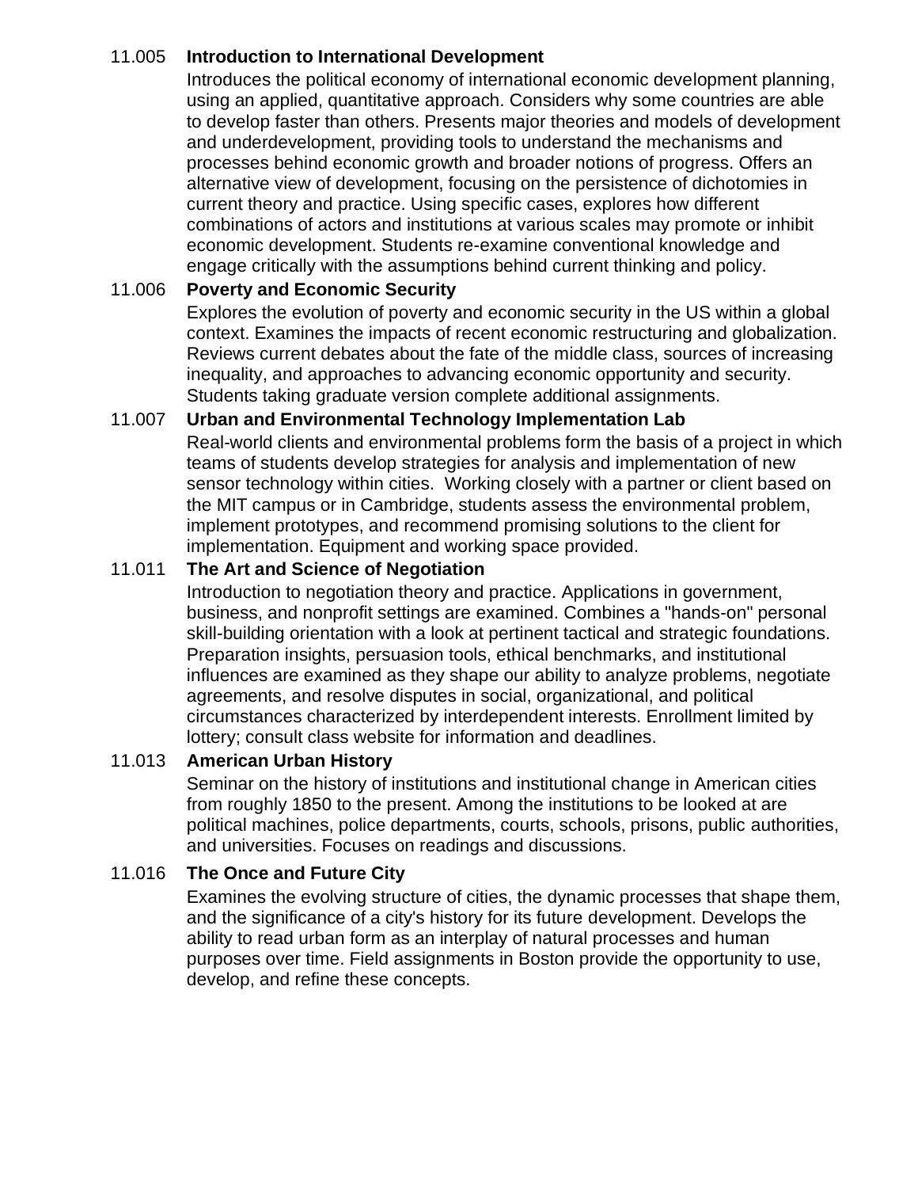### 11.005 **Introduction to International Development**

Introduces the political economy of international economic development planning, using an applied, quantitative approach. Considers why some countries are able to develop faster than others. Presents major theories and models of development and underdevelopment, providing tools to understand the mechanisms and processes behind economic growth and broader notions of progress. Offers an alternative view of development, focusing on the persistence of dichotomies in current theory and practice. Using specific cases, explores how different combinations of actors and institutions at various scales may promote or inhibit economic development. Students re-examine conventional knowledge and engage critically with the assumptions behind current thinking and policy.

### 11.006 **Poverty and Economic Security**

Explores the evolution of poverty and economic security in the US within a global context. Examines the impacts of recent economic restructuring and globalization. Reviews current debates about the fate of the middle class, sources of increasing inequality, and approaches to advancing economic opportunity and security. Students taking graduate version complete additional assignments.

### 11.007 **Urban and Environmental Technology Implementation Lab**

Real-world clients and environmental problems form the basis of a project in which teams of students develop strategies for analysis and implementation of new sensor technology within cities. Working closely with a partner or client based on the MIT campus or in Cambridge, students assess the environmental problem, implement prototypes, and recommend promising solutions to the client for implementation. Equipment and working space provided.

### 11.011 **The Art and Science of Negotiation**

Introduction to negotiation theory and practice. Applications in government, business, and nonprofit settings are examined. Combines a "hands-on" personal skill-building orientation with a look at pertinent tactical and strategic foundations. Preparation insights, persuasion tools, ethical benchmarks, and institutional influences are examined as they shape our ability to analyze problems, negotiate agreements, and resolve disputes in social, organizational, and political circumstances characterized by interdependent interests. Enrollment limited by lottery; consult class website for information and deadlines.

### 11.013 **American Urban History**

Seminar on the history of institutions and institutional change in American cities from roughly 1850 to the present. Among the institutions to be looked at are political machines, police departments, courts, schools, prisons, public authorities, and universities. Focuses on readings and discussions.

### 11.016 **The Once and Future City**

Examines the evolving structure of cities, the dynamic processes that shape them, and the significance of a city's history for its future development. Develops the ability to read urban form as an interplay of natural processes and human purposes over time. Field assignments in Boston provide the opportunity to use, develop, and refine these concepts.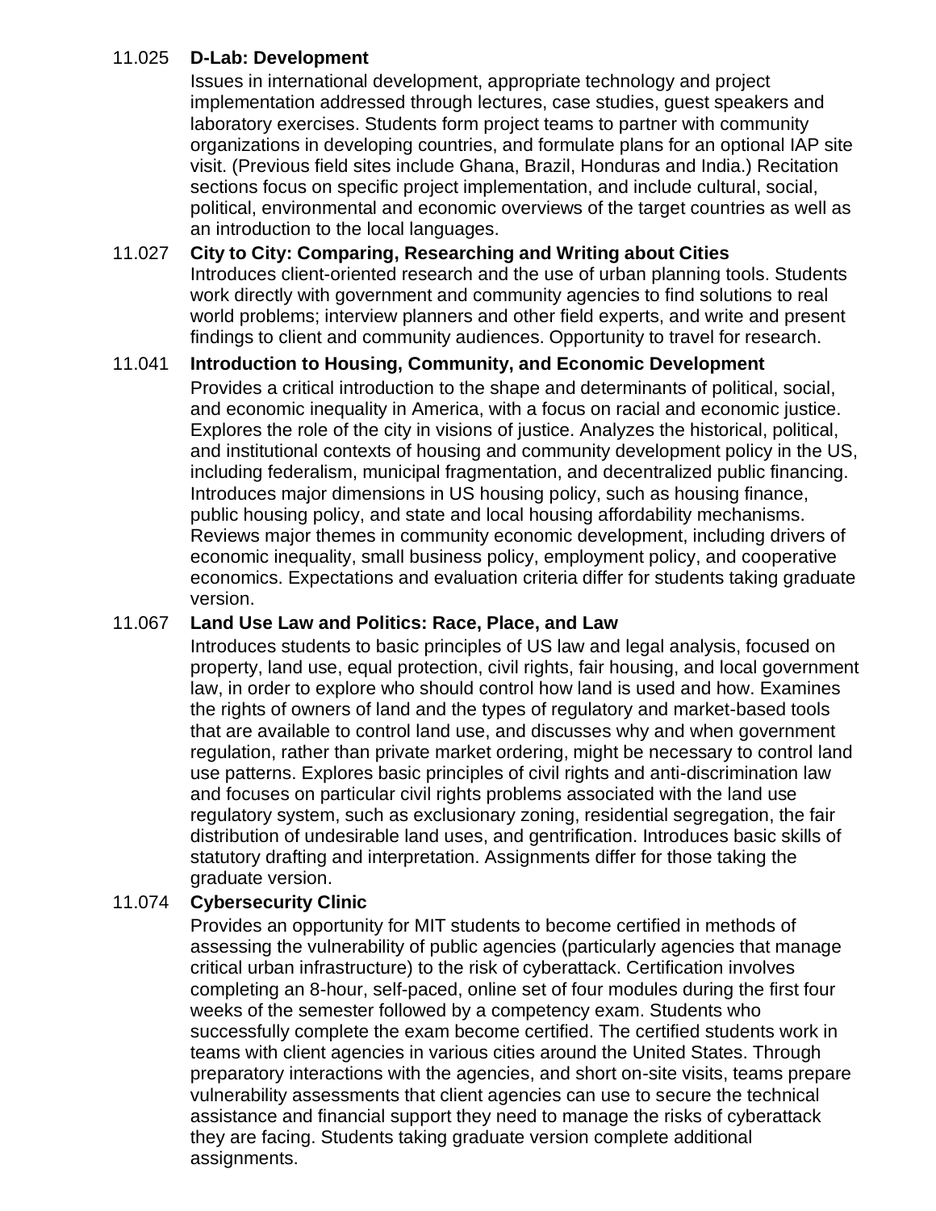**11.025 D-Lab: Development**

Issues in international development, appropriate technology and project implementation addressed through lectures, case studies, guest speakers and laboratory exercises. Students form project teams to partner with community organizations in developing countries, and formulate plans for an optional IAP site visit. (Previous field sites include Ghana, Brazil, Honduras and India.) Recitation sections focus on specific project implementation, and include cultural, social, political, environmental and economic overviews of the target countries as well as an introduction to the local languages.

**11.027 City to City: Comparing, Researching and Writing about Cities**

Introduces client-oriented research and the use of urban planning tools. Students work directly with government and community agencies to find solutions to real world problems; interview planners and other field experts, and write and present findings to client and community audiences. Opportunity to travel for research.

**11.041 Introduction to Housing, Community, and Economic Development**

Provides a critical introduction to the shape and determinants of political, social, and economic inequality in America, with a focus on racial and economic justice. Explores the role of the city in visions of justice. Analyzes the historical, political, and institutional contexts of housing and community development policy in the US, including federalism, municipal fragmentation, and decentralized public financing. Introduces major dimensions in US housing policy, such as housing finance, public housing policy, and state and local housing affordability mechanisms. Reviews major themes in community economic development, including drivers of economic inequality, small business policy, employment policy, and cooperative economics. Expectations and evaluation criteria differ for students taking graduate version.

**11.067 Land Use Law and Politics: Race, Place, and Law**

Introduces students to basic principles of US law and legal analysis, focused on property, land use, equal protection, civil rights, fair housing, and local government law, in order to explore who should control how land is used and how. Examines the rights of owners of land and the types of regulatory and market-based tools that are available to control land use, and discusses why and when government regulation, rather than private market ordering, might be necessary to control land use patterns. Explores basic principles of civil rights and anti-discrimination law and focuses on particular civil rights problems associated with the land use regulatory system, such as exclusionary zoning, residential segregation, the fair distribution of undesirable land uses, and gentrification. Introduces basic skills of statutory drafting and interpretation. Assignments differ for those taking the graduate version.

**11.074 Cybersecurity Clinic**

Provides an opportunity for MIT students to become certified in methods of assessing the vulnerability of public agencies (particularly agencies that manage critical urban infrastructure) to the risk of cyberattack. Certification involves completing an 8-hour, self-paced, online set of four modules during the first four weeks of the semester followed by a competency exam. Students who successfully complete the exam become certified. The certified students work in teams with client agencies in various cities around the United States. Through preparatory interactions with the agencies, and short on-site visits, teams prepare vulnerability assessments that client agencies can use to secure the technical assistance and financial support they need to manage the risks of cyberattack they are facing. Students taking graduate version complete additional assignments.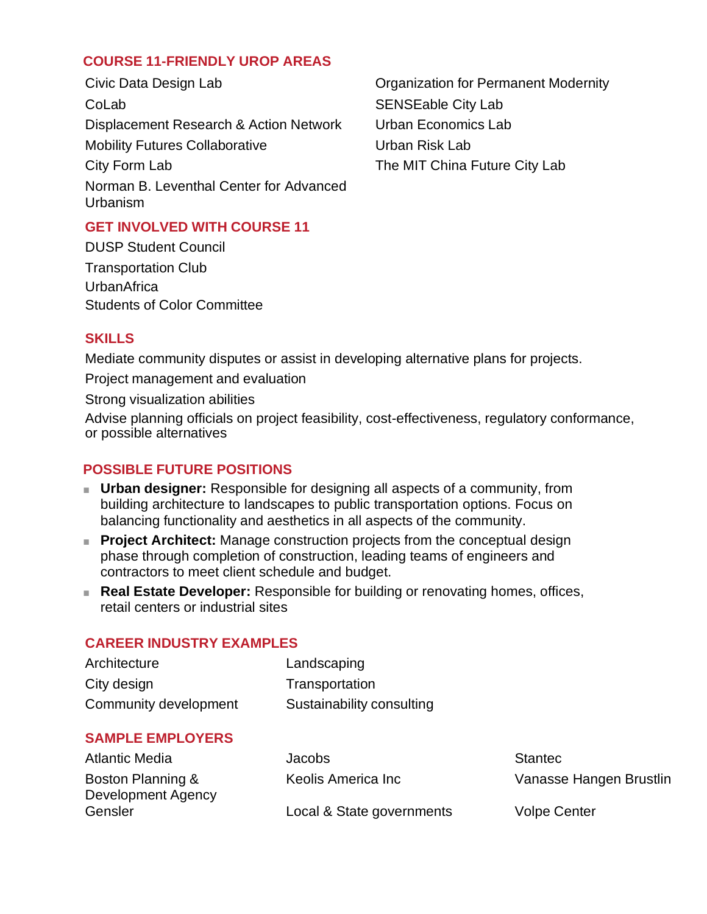## COURSE 11-FRIENDLY UROP AREAS

Civic Data Design Lab
CoLab
Displacement Research & Action Network
Mobility Futures Collaborative
City Form Lab
Norman B. Leventhal Center for Advanced Urbanism
Organization for Permanent Modernity
SENSEable City Lab
Urban Economics Lab
Urban Risk Lab
The MIT China Future City Lab

## GET INVOLVED WITH COURSE 11

DUSP Student Council
Transportation Club
UrbanAfrica
Students of Color Committee

## SKILLS

Mediate community disputes or assist in developing alternative plans for projects.

Project management and evaluation

Strong visualization abilities

Advise planning officials on project feasibility, cost-effectiveness, regulatory conformance, or possible alternatives

## POSSIBLE FUTURE POSITIONS

- **Urban designer:** Responsible for designing all aspects of a community, from building architecture to landscapes to public transportation options. Focus on balancing functionality and aesthetics in all aspects of the community.
- **Project Architect:** Manage construction projects from the conceptual design phase through completion of construction, leading teams of engineers and contractors to meet client schedule and budget.
- **Real Estate Developer:** Responsible for building or renovating homes, offices, retail centers or industrial sites

## CAREER INDUSTRY EXAMPLES

Architecture
City design
Community development
Landscaping
Transportation
Sustainability consulting

## SAMPLE EMPLOYERS

Atlantic Media
Boston Planning & Development Agency
Gensler
Jacobs
Keolis America Inc
Local & State governments
Stantec
Vanasse Hangen Brustlin
Volpe Center